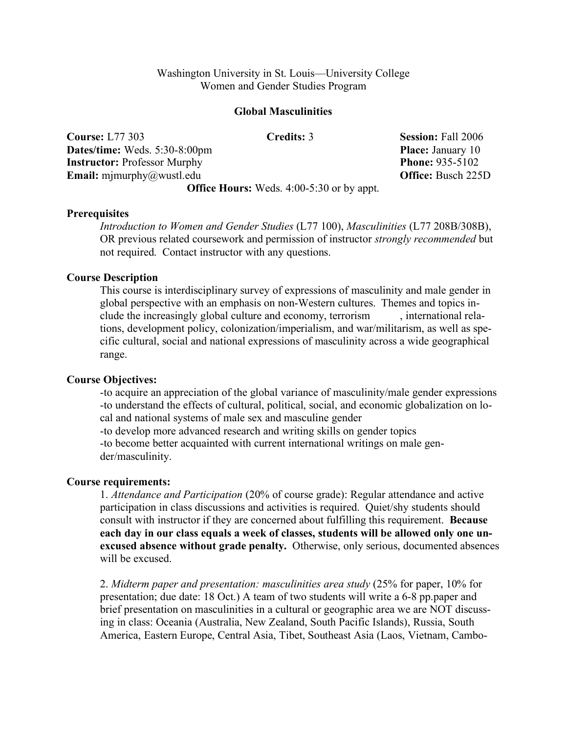Washington University in St. Louis—University College
Women and Gender Studies Program

**Global Masculinities**

**Course:** L77 303 **Credits:** 3 **Session:** Fall 2006
**Dates/time:** Weds. 5:30-8:00pm **Place:** January 10
**Instructor:** Professor Murphy **Phone:** 935-5102
**Email:** mjmurphy@wustl.edu **Office:** Busch 225D
**Office Hours:** Weds. 4:00-5:30 or by appt.

**Prerequisites**

*Introduction to Women and Gender Studies* (L77 100), *Masculinities* (L77 208B/308B), OR previous related coursework and permission of instructor *strongly recommended* but not required. Contact instructor with any questions.

**Course Description**

This course is interdisciplinary survey of expressions of masculinity and male gender in global perspective with an emphasis on non-Western cultures. Themes and topics include the increasingly global culture and economy, terrorism , international relations, development policy, colonization/imperialism, and war/militarism, as well as specific cultural, social and national expressions of masculinity across a wide geographical range.

**Course Objectives:**

-to acquire an appreciation of the global variance of masculinity/male gender expressions
-to understand the effects of cultural, political, social, and economic globalization on local and national systems of male sex and masculine gender
-to develop more advanced research and writing skills on gender topics
-to become better acquainted with current international writings on male gender/masculinity.

**Course requirements:**

1. *Attendance and Participation* (20% of course grade): Regular attendance and active participation in class discussions and activities is required. Quiet/shy students should consult with instructor if they are concerned about fulfilling this requirement. **Because each day in our class equals a week of classes, students will be allowed only one unexcused absence without grade penalty.** Otherwise, only serious, documented absences will be excused.

2. *Midterm paper and presentation: masculinities area study* (25% for paper, 10% for presentation; due date: 18 Oct.) A team of two students will write a 6-8 pp.paper and brief presentation on masculinities in a cultural or geographic area we are NOT discussing in class: Oceania (Australia, New Zealand, South Pacific Islands), Russia, South America, Eastern Europe, Central Asia, Tibet, Southeast Asia (Laos, Vietnam, Cambo-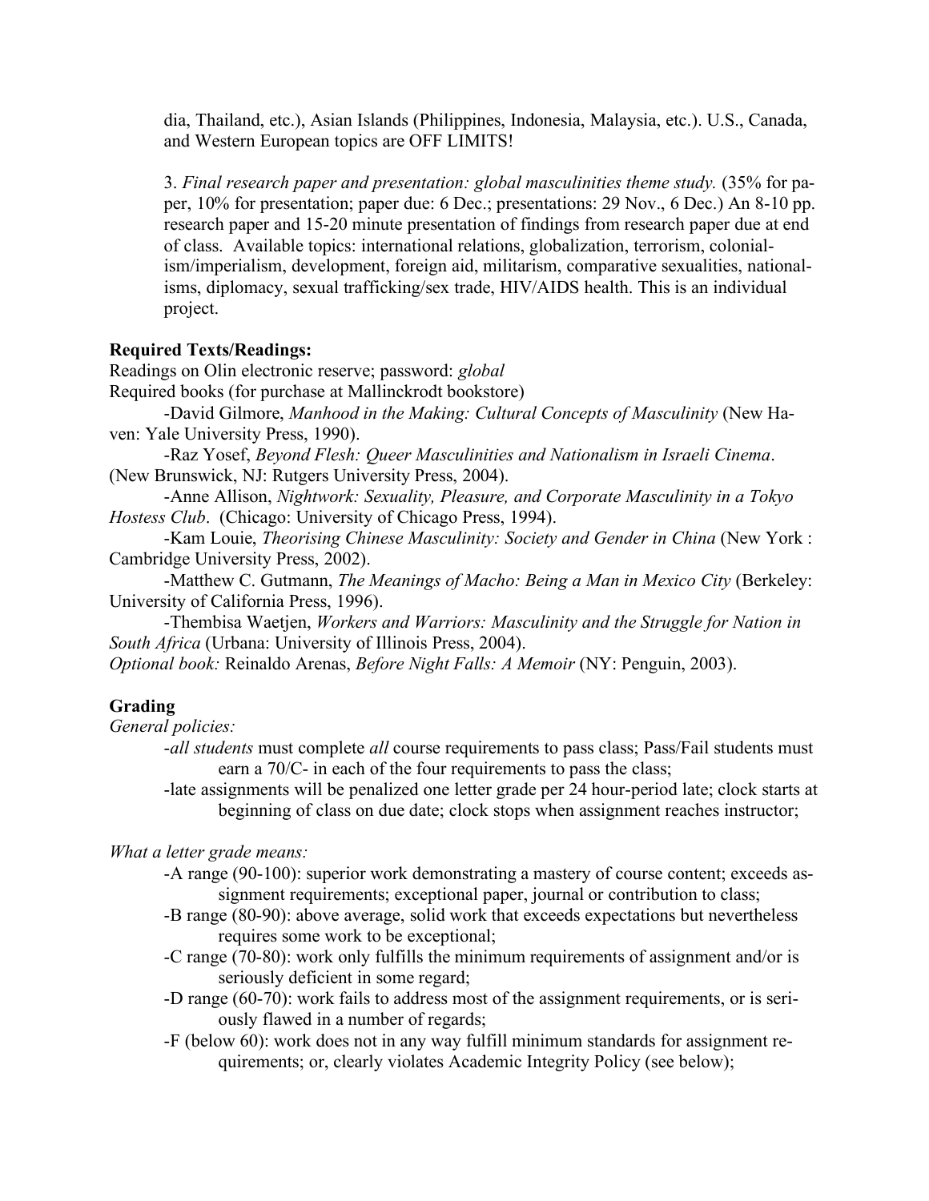dia, Thailand, etc.), Asian Islands (Philippines, Indonesia, Malaysia, etc.). U.S., Canada, and Western European topics are OFF LIMITS!

3. *Final research paper and presentation: global masculinities theme study.* (35% for paper, 10% for presentation; paper due: 6 Dec.; presentations: 29 Nov., 6 Dec.) An 8-10 pp. research paper and 15-20 minute presentation of findings from research paper due at end of class. Available topics: international relations, globalization, terrorism, colonialism/imperialism, development, foreign aid, militarism, comparative sexualities, nationalisms, diplomacy, sexual trafficking/sex trade, HIV/AIDS health. This is an individual project.

**Required Texts/Readings:**

Readings on Olin electronic reserve; password: *global*

Required books (for purchase at Mallinckrodt bookstore)

-David Gilmore, *Manhood in the Making: Cultural Concepts of Masculinity* (New Haven: Yale University Press, 1990).

-Raz Yosef, *Beyond Flesh: Queer Masculinities and Nationalism in Israeli Cinema*. (New Brunswick, NJ: Rutgers University Press, 2004).

-Anne Allison, *Nightwork: Sexuality, Pleasure, and Corporate Masculinity in a Tokyo Hostess Club*. (Chicago: University of Chicago Press, 1994).

-Kam Louie, *Theorising Chinese Masculinity: Society and Gender in China* (New York : Cambridge University Press, 2002).

-Matthew C. Gutmann, *The Meanings of Macho: Being a Man in Mexico City* (Berkeley: University of California Press, 1996).

-Thembisa Waetjen, *Workers and Warriors: Masculinity and the Struggle for Nation in South Africa* (Urbana: University of Illinois Press, 2004).

*Optional book:* Reinaldo Arenas, *Before Night Falls: A Memoir* (NY: Penguin, 2003).

**Grading**

*General policies:*

- *all students* must complete *all* course requirements to pass class; Pass/Fail students must earn a 70/C- in each of the four requirements to pass the class;
- late assignments will be penalized one letter grade per 24 hour-period late; clock starts at beginning of class on due date; clock stops when assignment reaches instructor;

*What a letter grade means:*

- A range (90-100): superior work demonstrating a mastery of course content; exceeds assignment requirements; exceptional paper, journal or contribution to class;
- B range (80-90): above average, solid work that exceeds expectations but nevertheless requires some work to be exceptional;
- C range (70-80): work only fulfills the minimum requirements of assignment and/or is seriously deficient in some regard;
- D range (60-70): work fails to address most of the assignment requirements, or is seriously flawed in a number of regards;
- F (below 60): work does not in any way fulfill minimum standards for assignment requirements; or, clearly violates Academic Integrity Policy (see below);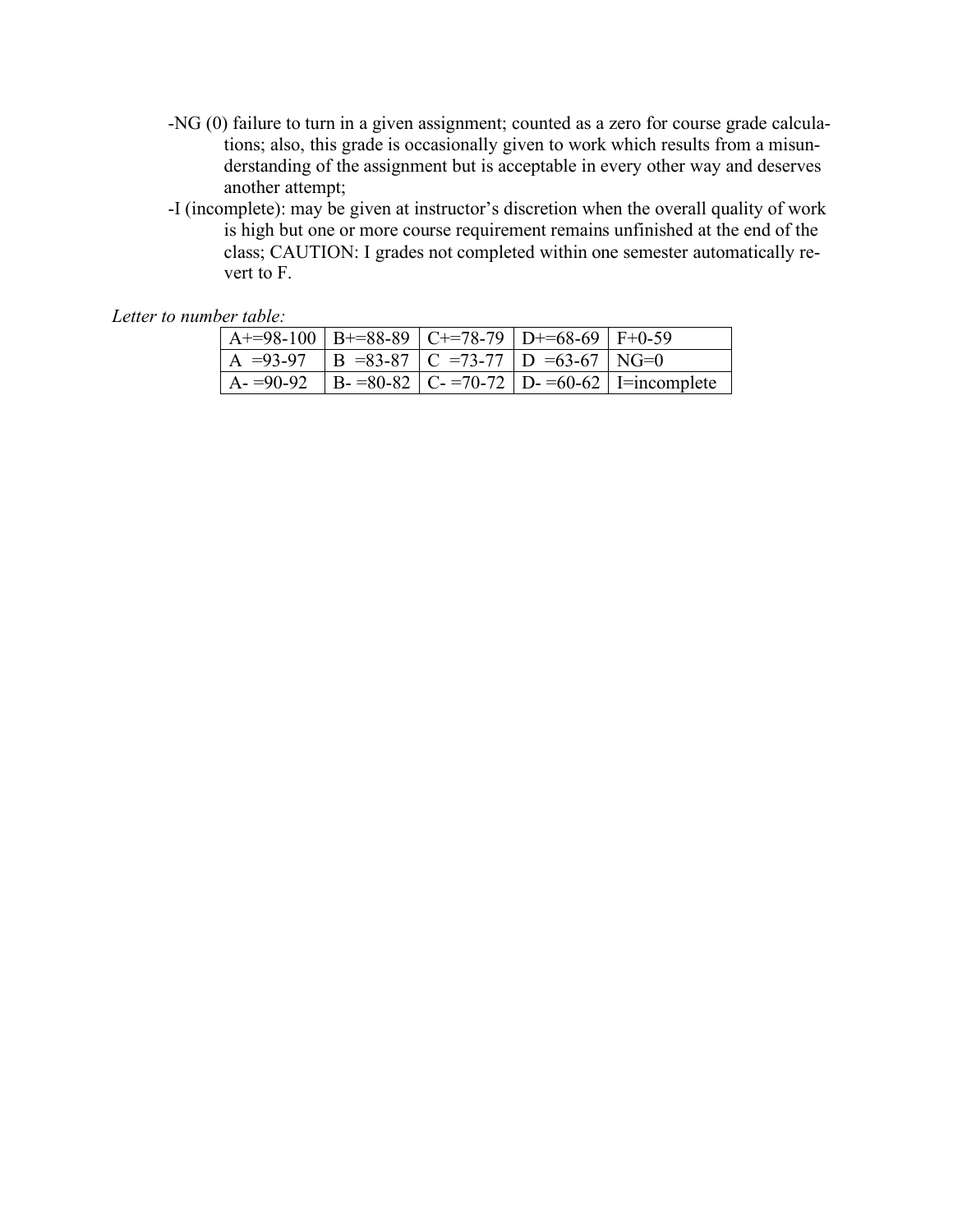-NG (0) failure to turn in a given assignment; counted as a zero for course grade calculations; also, this grade is occasionally given to work which results from a misunderstanding of the assignment but is acceptable in every other way and deserves another attempt;

-I (incomplete): may be given at instructor's discretion when the overall quality of work is high but one or more course requirement remains unfinished at the end of the class; CAUTION: I grades not completed within one semester automatically revert to F.

*Letter to number table:*

| | | | | |
|---|---|---|---|---|
| A+=98-100 | B+=88-89 | C+=78-79 | D+=68-69 | F+0-59 |
| A =93-97 | B =83-87 | C =73-77 | D =63-67 | NG=0 |
| A- =90-92 | B- =80-82 | C- =70-72 | D- =60-62 | I=incomplete |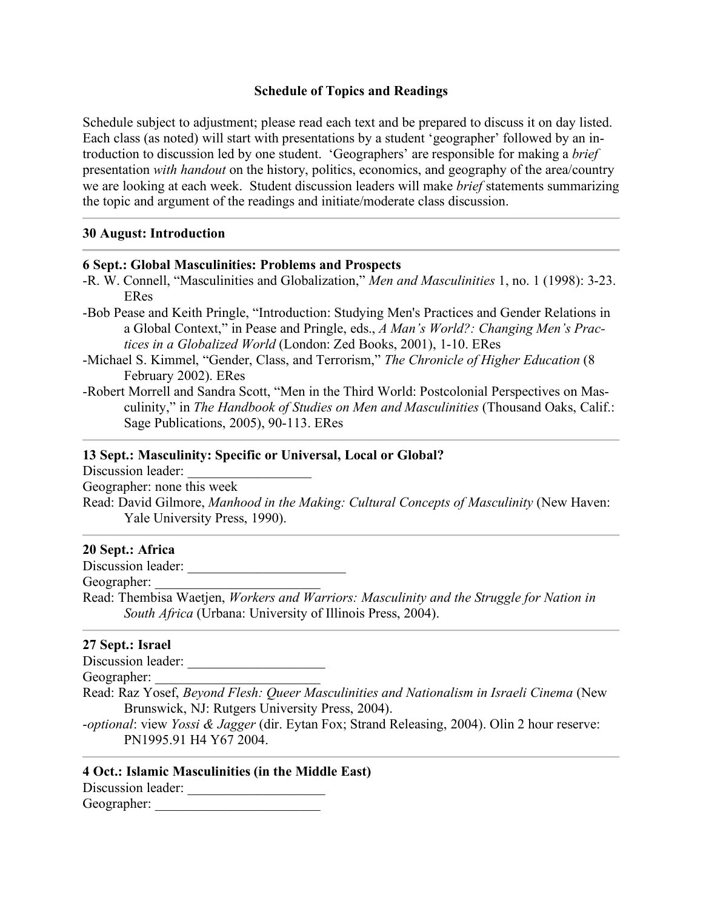## Schedule of Topics and Readings

Schedule subject to adjustment; please read each text and be prepared to discuss it on day listed. Each class (as noted) will start with presentations by a student 'geographer' followed by an introduction to discussion led by one student. 'Geographers' are responsible for making a *brief* presentation *with handout* on the history, politics, economics, and geography of the area/country we are looking at each week. Student discussion leaders will make *brief* statements summarizing the topic and argument of the readings and initiate/moderate class discussion.

---

**30 August: Introduction**

---

**6 Sept.: Global Masculinities: Problems and Prospects**

-R. W. Connell, "Masculinities and Globalization," *Men and Masculinities* 1, no. 1 (1998): 3-23. ERes

-Bob Pease and Keith Pringle, "Introduction: Studying Men's Practices and Gender Relations in a Global Context," in Pease and Pringle, eds., *A Man's World?: Changing Men's Practices in a Globalized World* (London: Zed Books, 2001), 1-10. ERes

-Michael S. Kimmel, "Gender, Class, and Terrorism," *The Chronicle of Higher Education* (8 February 2002). ERes

-Robert Morrell and Sandra Scott, "Men in the Third World: Postcolonial Perspectives on Masculinity," in *The Handbook of Studies on Men and Masculinities* (Thousand Oaks, Calif.: Sage Publications, 2005), 90-113. ERes

---

**13 Sept.: Masculinity: Specific or Universal, Local or Global?**

Discussion leader: ___________________

Geographer: none this week

Read: David Gilmore, *Manhood in the Making: Cultural Concepts of Masculinity* (New Haven: Yale University Press, 1990).

---

**20 Sept.: Africa**

Discussion leader: ________________________

Geographer: ________________________

Read: Thembisa Waetjen, *Workers and Warriors: Masculinity and the Struggle for Nation in South Africa* (Urbana: University of Illinois Press, 2004).

---

**27 Sept.: Israel**

Discussion leader: ____________________

Geographer: ________________________

Read: Raz Yosef, *Beyond Flesh: Queer Masculinities and Nationalism in Israeli Cinema* (New Brunswick, NJ: Rutgers University Press, 2004).

-*optional*: view *Yossi & Jagger* (dir. Eytan Fox; Strand Releasing, 2004). Olin 2 hour reserve: PN1995.91 H4 Y67 2004.

---

**4 Oct.: Islamic Masculinities (in the Middle East)**

Discussion leader: ____________________

Geographer: ________________________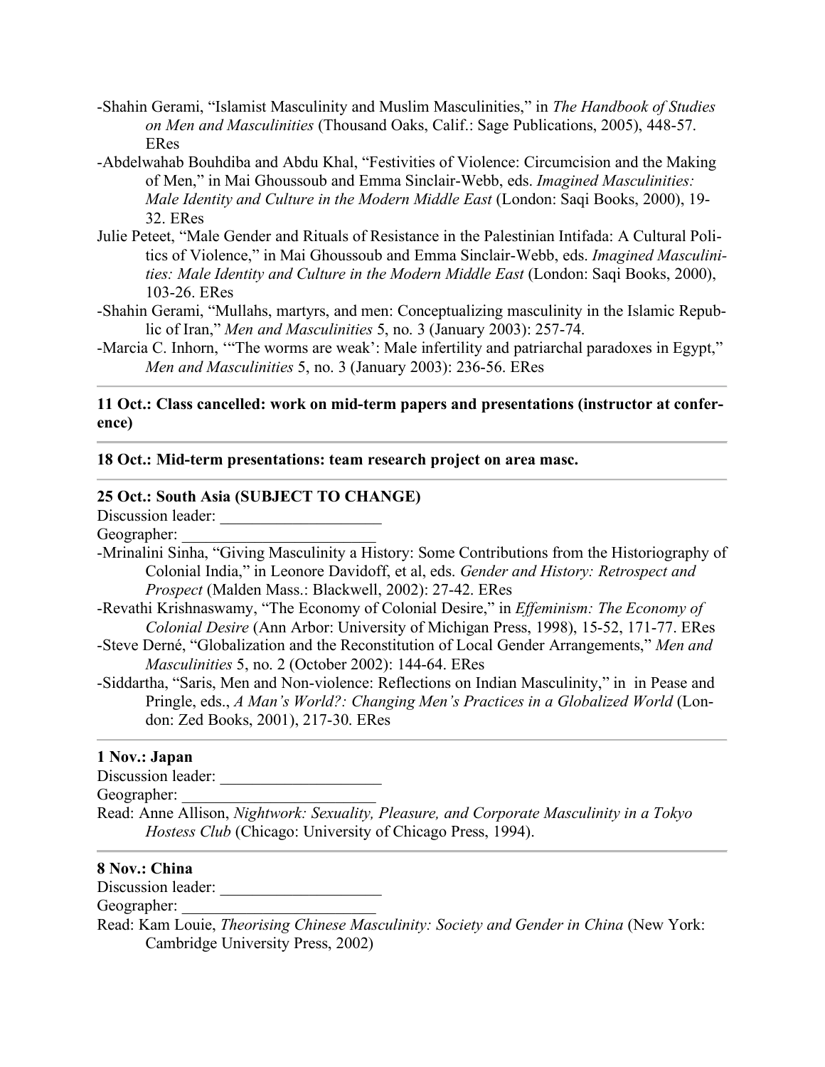-Shahin Gerami, “Islamist Masculinity and Muslim Masculinities,” in *The Handbook of Studies on Men and Masculinities* (Thousand Oaks, Calif.: Sage Publications, 2005), 448-57. ERes

-Abdelwahab Bouhdiba and Abdu Khal, “Festivities of Violence: Circumcision and the Making of Men,” in Mai Ghoussoub and Emma Sinclair-Webb, eds. *Imagined Masculinities: Male Identity and Culture in the Modern Middle East* (London: Saqi Books, 2000), 19-32. ERes

Julie Peteet, “Male Gender and Rituals of Resistance in the Palestinian Intifada: A Cultural Politics of Violence,” in Mai Ghoussoub and Emma Sinclair-Webb, eds. *Imagined Masculinities: Male Identity and Culture in the Modern Middle East* (London: Saqi Books, 2000), 103-26. ERes

-Shahin Gerami, “Mullahs, martyrs, and men: Conceptualizing masculinity in the Islamic Republic of Iran,” *Men and Masculinities* 5, no. 3 (January 2003): 257-74.

-Marcia C. Inhorn, ‘“The worms are weak’: Male infertility and patriarchal paradoxes in Egypt,” *Men and Masculinities* 5, no. 3 (January 2003): 236-56. ERes

---

**11 Oct.: Class cancelled: work on mid-term papers and presentations (instructor at conference)**

---

**18 Oct.: Mid-term presentations: team research project on area masc.**

---

**25 Oct.: South Asia (SUBJECT TO CHANGE)**

Discussion leader: ____________________

Geographer: ______________________

-Mrinalini Sinha, “Giving Masculinity a History: Some Contributions from the Historiography of Colonial India,” in Leonore Davidoff, et al, eds. *Gender and History: Retrospect and Prospect* (Malden Mass.: Blackwell, 2002): 27-42. ERes

-Revathi Krishnaswamy, “The Economy of Colonial Desire,” in *Effeminism: The Economy of Colonial Desire* (Ann Arbor: University of Michigan Press, 1998), 15-52, 171-77. ERes

-Steve Derné, “Globalization and the Reconstitution of Local Gender Arrangements,” *Men and Masculinities* 5, no. 2 (October 2002): 144-64. ERes

-Siddartha, “Saris, Men and Non-violence: Reflections on Indian Masculinity,” in in Pease and Pringle, eds., *A Man’s World?: Changing Men’s Practices in a Globalized World* (London: Zed Books, 2001), 217-30. ERes

---

**1 Nov.: Japan**

Discussion leader: ____________________

Geographer: ______________________

Read: Anne Allison, *Nightwork: Sexuality, Pleasure, and Corporate Masculinity in a Tokyo Hostess Club* (Chicago: University of Chicago Press, 1994).

---

**8 Nov.: China**

Discussion leader: ____________________

Geographer: ______________________

Read: Kam Louie, *Theorising Chinese Masculinity: Society and Gender in China* (New York: Cambridge University Press, 2002)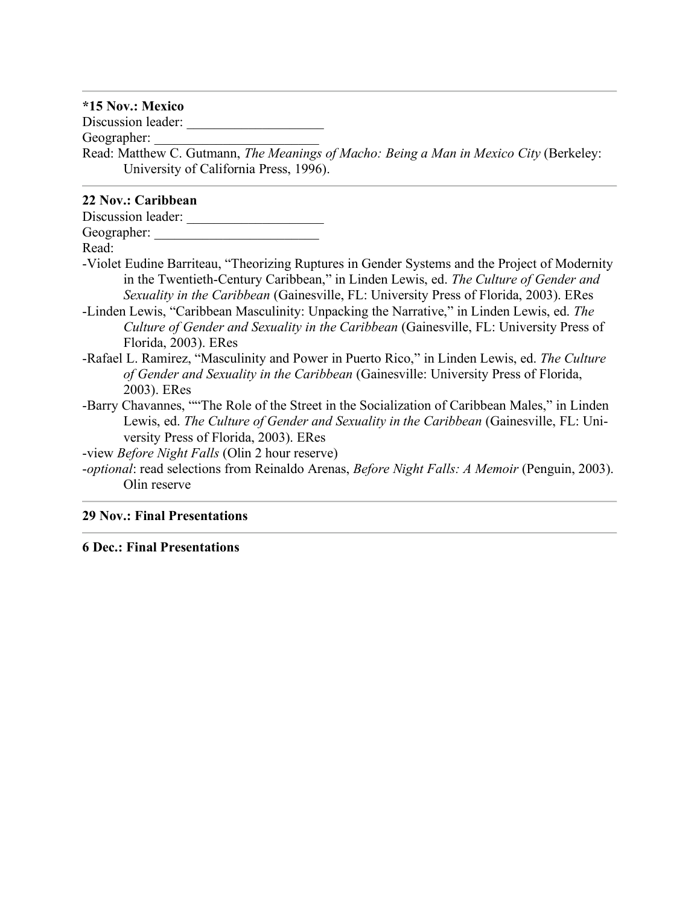**\*15 Nov.: Mexico**

Discussion leader: ____________________

Geographer: ________________________

Read: Matthew C. Gutmann, *The Meanings of Macho: Being a Man in Mexico City* (Berkeley: University of California Press, 1996).

---

**22 Nov.: Caribbean**

Discussion leader: ____________________

Geographer: ________________________

Read:

- Violet Eudine Barriteau, "Theorizing Ruptures in Gender Systems and the Project of Modernity in the Twentieth-Century Caribbean," in Linden Lewis, ed. *The Culture of Gender and Sexuality in the Caribbean* (Gainesville, FL: University Press of Florida, 2003). ERes
- Linden Lewis, "Caribbean Masculinity: Unpacking the Narrative," in Linden Lewis, ed. *The Culture of Gender and Sexuality in the Caribbean* (Gainesville, FL: University Press of Florida, 2003). ERes
- Rafael L. Ramirez, "Masculinity and Power in Puerto Rico," in Linden Lewis, ed. *The Culture of Gender and Sexuality in the Caribbean* (Gainesville: University Press of Florida, 2003). ERes
- Barry Chavannes, ""The Role of the Street in the Socialization of Caribbean Males," in Linden Lewis, ed. *The Culture of Gender and Sexuality in the Caribbean* (Gainesville, FL: University Press of Florida, 2003). ERes
- view *Before Night Falls* (Olin 2 hour reserve)
- *optional*: read selections from Reinaldo Arenas, *Before Night Falls: A Memoir* (Penguin, 2003). Olin reserve

---

**29 Nov.: Final Presentations**

---

**6 Dec.: Final Presentations**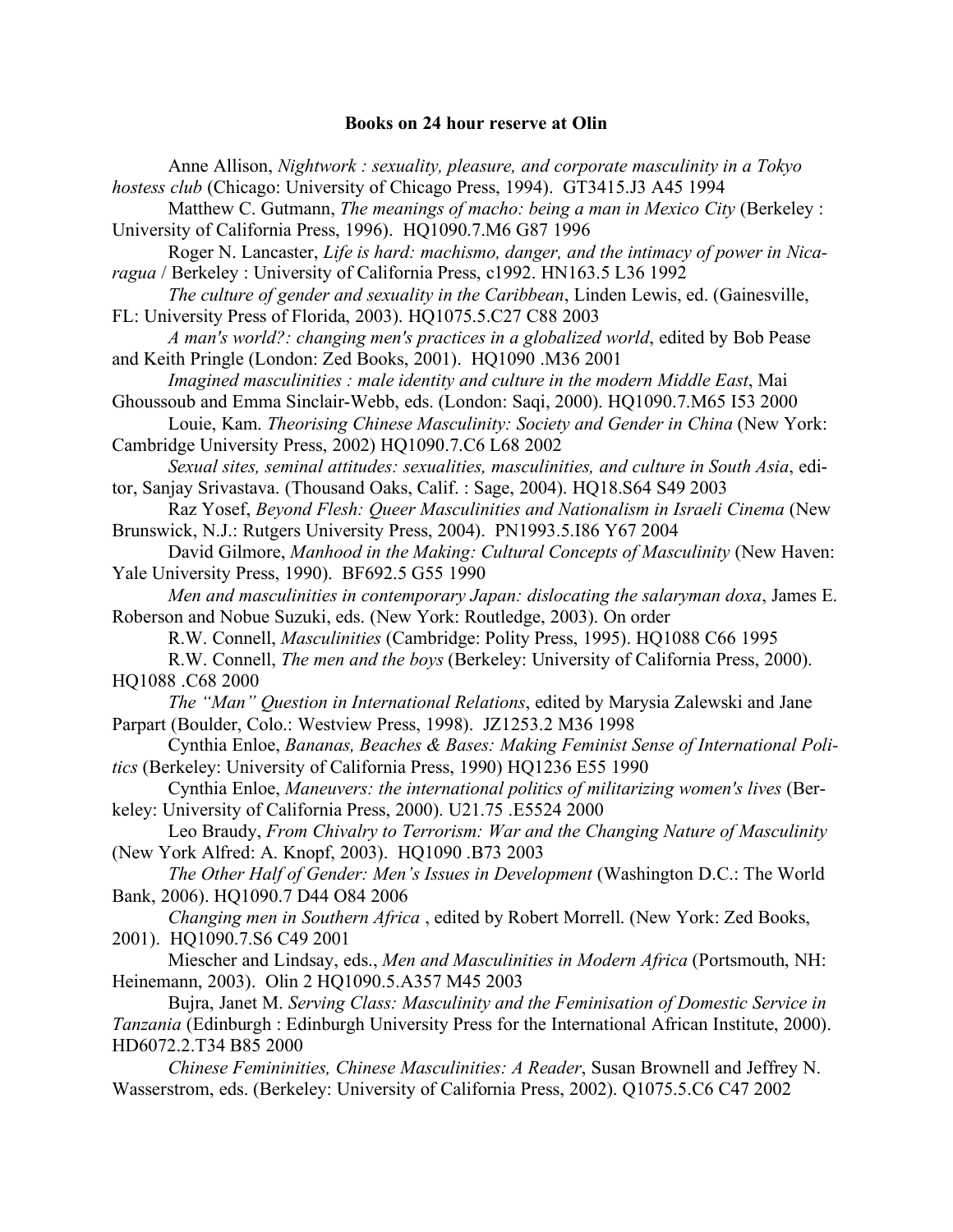**Books on 24 hour reserve at Olin**

Anne Allison, *Nightwork : sexuality, pleasure, and corporate masculinity in a Tokyo hostess club* (Chicago: University of Chicago Press, 1994). GT3415.J3 A45 1994

Matthew C. Gutmann, *The meanings of macho: being a man in Mexico City* (Berkeley : University of California Press, 1996). HQ1090.7.M6 G87 1996

Roger N. Lancaster, *Life is hard: machismo, danger, and the intimacy of power in Nicaragua* / Berkeley : University of California Press, c1992. HN163.5 L36 1992

*The culture of gender and sexuality in the Caribbean*, Linden Lewis, ed. (Gainesville, FL: University Press of Florida, 2003). HQ1075.5.C27 C88 2003

*A man's world?: changing men's practices in a globalized world*, edited by Bob Pease and Keith Pringle (London: Zed Books, 2001). HQ1090 .M36 2001

*Imagined masculinities : male identity and culture in the modern Middle East*, Mai Ghoussoub and Emma Sinclair-Webb, eds. (London: Saqi, 2000). HQ1090.7.M65 I53 2000

Louie, Kam. *Theorising Chinese Masculinity: Society and Gender in China* (New York: Cambridge University Press, 2002) HQ1090.7.C6 L68 2002

*Sexual sites, seminal attitudes: sexualities, masculinities, and culture in South Asia*, editor, Sanjay Srivastava. (Thousand Oaks, Calif. : Sage, 2004). HQ18.S64 S49 2003

Raz Yosef, *Beyond Flesh: Queer Masculinities and Nationalism in Israeli Cinema* (New Brunswick, N.J.: Rutgers University Press, 2004). PN1993.5.I86 Y67 2004

David Gilmore, *Manhood in the Making: Cultural Concepts of Masculinity* (New Haven: Yale University Press, 1990). BF692.5 G55 1990

*Men and masculinities in contemporary Japan: dislocating the salaryman doxa*, James E. Roberson and Nobue Suzuki, eds. (New York: Routledge, 2003). On order

R.W. Connell, *Masculinities* (Cambridge: Polity Press, 1995). HQ1088 C66 1995

R.W. Connell, *The men and the boys* (Berkeley: University of California Press, 2000). HQ1088 .C68 2000

*The "Man" Question in International Relations*, edited by Marysia Zalewski and Jane Parpart (Boulder, Colo.: Westview Press, 1998). JZ1253.2 M36 1998

Cynthia Enloe, *Bananas, Beaches & Bases: Making Feminist Sense of International Politics* (Berkeley: University of California Press, 1990) HQ1236 E55 1990

Cynthia Enloe, *Maneuvers: the international politics of militarizing women's lives* (Berkeley: University of California Press, 2000). U21.75 .E5524 2000

Leo Braudy, *From Chivalry to Terrorism: War and the Changing Nature of Masculinity* (New York Alfred: A. Knopf, 2003). HQ1090 .B73 2003

*The Other Half of Gender: Men's Issues in Development* (Washington D.C.: The World Bank, 2006). HQ1090.7 D44 O84 2006

*Changing men in Southern Africa* , edited by Robert Morrell. (New York: Zed Books, 2001). HQ1090.7.S6 C49 2001

Miescher and Lindsay, eds., *Men and Masculinities in Modern Africa* (Portsmouth, NH: Heinemann, 2003). Olin 2 HQ1090.5.A357 M45 2003

Bujra, Janet M. *Serving Class: Masculinity and the Feminisation of Domestic Service in Tanzania* (Edinburgh : Edinburgh University Press for the International African Institute, 2000). HD6072.2.T34 B85 2000

*Chinese Femininities, Chinese Masculinities: A Reader*, Susan Brownell and Jeffrey N. Wasserstrom, eds. (Berkeley: University of California Press, 2002). Q1075.5.C6 C47 2002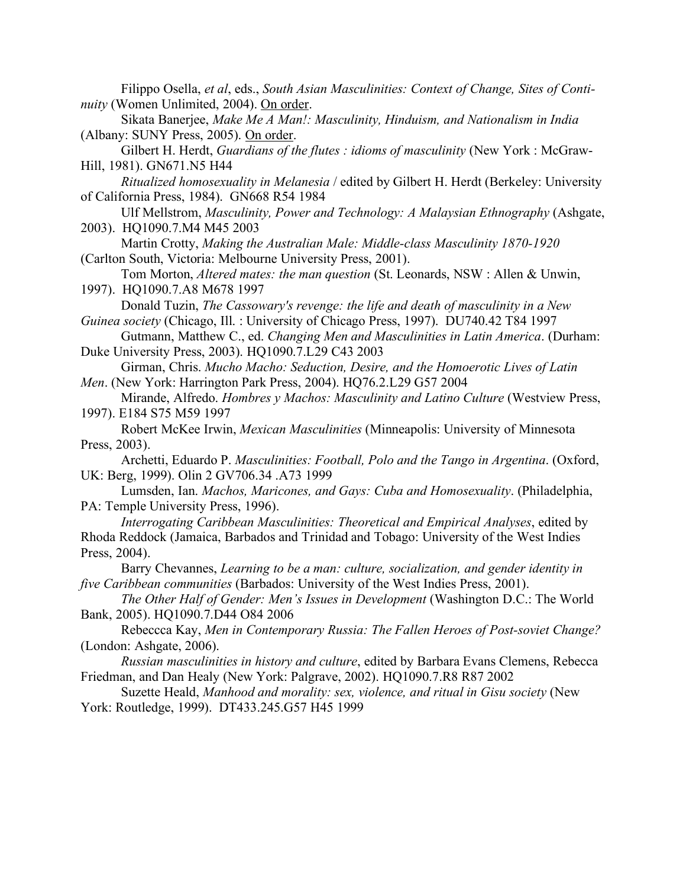Filippo Osella, *et al*, eds., *South Asian Masculinities: Context of Change, Sites of Continuity* (Women Unlimited, 2004). On order.

Sikata Banerjee, *Make Me A Man!: Masculinity, Hinduism, and Nationalism in India* (Albany: SUNY Press, 2005). On order.

Gilbert H. Herdt, *Guardians of the flutes : idioms of masculinity* (New York : McGraw-Hill, 1981). GN671.N5 H44

*Ritualized homosexuality in Melanesia* / edited by Gilbert H. Herdt (Berkeley: University of California Press, 1984). GN668 R54 1984

Ulf Mellstrom, *Masculinity, Power and Technology: A Malaysian Ethnography* (Ashgate, 2003). HQ1090.7.M4 M45 2003

Martin Crotty, *Making the Australian Male: Middle-class Masculinity 1870-1920* (Carlton South, Victoria: Melbourne University Press, 2001).

Tom Morton, *Altered mates: the man question* (St. Leonards, NSW : Allen & Unwin, 1997). HQ1090.7.A8 M678 1997

Donald Tuzin, *The Cassowary's revenge: the life and death of masculinity in a New Guinea society* (Chicago, Ill. : University of Chicago Press, 1997). DU740.42 T84 1997

Gutmann, Matthew C., ed. *Changing Men and Masculinities in Latin America*. (Durham: Duke University Press, 2003). HQ1090.7.L29 C43 2003

Girman, Chris. *Mucho Macho: Seduction, Desire, and the Homoerotic Lives of Latin Men*. (New York: Harrington Park Press, 2004). HQ76.2.L29 G57 2004

Mirande, Alfredo. *Hombres y Machos: Masculinity and Latino Culture* (Westview Press, 1997). E184 S75 M59 1997

Robert McKee Irwin, *Mexican Masculinities* (Minneapolis: University of Minnesota Press, 2003).

Archetti, Eduardo P. *Masculinities: Football, Polo and the Tango in Argentina*. (Oxford, UK: Berg, 1999). Olin 2 GV706.34 .A73 1999

Lumsden, Ian. *Machos, Maricones, and Gays: Cuba and Homosexuality*. (Philadelphia, PA: Temple University Press, 1996).

*Interrogating Caribbean Masculinities: Theoretical and Empirical Analyses*, edited by Rhoda Reddock (Jamaica, Barbados and Trinidad and Tobago: University of the West Indies Press, 2004).

Barry Chevannes, *Learning to be a man: culture, socialization, and gender identity in five Caribbean communities* (Barbados: University of the West Indies Press, 2001).

*The Other Half of Gender: Men's Issues in Development* (Washington D.C.: The World Bank, 2005). HQ1090.7.D44 O84 2006

Rebeccca Kay, *Men in Contemporary Russia: The Fallen Heroes of Post-soviet Change?* (London: Ashgate, 2006).

*Russian masculinities in history and culture*, edited by Barbara Evans Clemens, Rebecca Friedman, and Dan Healy (New York: Palgrave, 2002). HQ1090.7.R8 R87 2002

Suzette Heald, *Manhood and morality: sex, violence, and ritual in Gisu society* (New York: Routledge, 1999). DT433.245.G57 H45 1999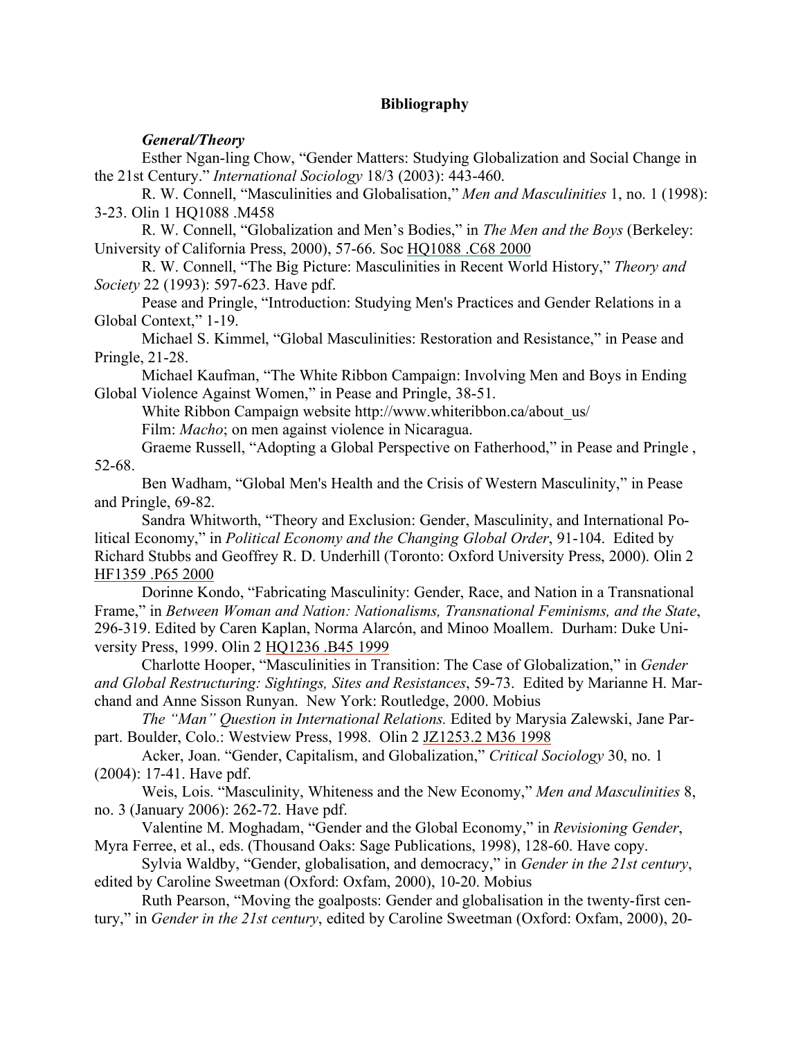**Bibliography**

***General/Theory***

Esther Ngan-ling Chow, "Gender Matters: Studying Globalization and Social Change in the 21st Century." *International Sociology* 18/3 (2003): 443-460.

R. W. Connell, "Masculinities and Globalisation," *Men and Masculinities* 1, no. 1 (1998): 3-23. Olin 1 HQ1088 .M458

R. W. Connell, "Globalization and Men's Bodies," in *The Men and the Boys* (Berkeley: University of California Press, 2000), 57-66. Soc HQ1088 .C68 2000

R. W. Connell, "The Big Picture: Masculinities in Recent World History," *Theory and Society* 22 (1993): 597-623. Have pdf.

Pease and Pringle, "Introduction: Studying Men's Practices and Gender Relations in a Global Context," 1-19.

Michael S. Kimmel, "Global Masculinities: Restoration and Resistance," in Pease and Pringle, 21-28.

Michael Kaufman, "The White Ribbon Campaign: Involving Men and Boys in Ending Global Violence Against Women," in Pease and Pringle, 38-51.

White Ribbon Campaign website http://www.whiteribbon.ca/about_us/

Film: *Macho*; on men against violence in Nicaragua.

Graeme Russell, "Adopting a Global Perspective on Fatherhood," in Pease and Pringle , 52-68.

Ben Wadham, "Global Men's Health and the Crisis of Western Masculinity," in Pease and Pringle, 69-82.

Sandra Whitworth, "Theory and Exclusion: Gender, Masculinity, and International Political Economy," in *Political Economy and the Changing Global Order*, 91-104. Edited by Richard Stubbs and Geoffrey R. D. Underhill (Toronto: Oxford University Press, 2000). Olin 2 HF1359 .P65 2000

Dorinne Kondo, "Fabricating Masculinity: Gender, Race, and Nation in a Transnational Frame," in *Between Woman and Nation: Nationalisms, Transnational Feminisms, and the State*, 296-319. Edited by Caren Kaplan, Norma Alarcón, and Minoo Moallem. Durham: Duke University Press, 1999. Olin 2 HQ1236 .B45 1999

Charlotte Hooper, "Masculinities in Transition: The Case of Globalization," in *Gender and Global Restructuring: Sightings, Sites and Resistances*, 59-73. Edited by Marianne H. Marchand and Anne Sisson Runyan. New York: Routledge, 2000. Mobius

*The "Man" Question in International Relations.* Edited by Marysia Zalewski, Jane Parpart. Boulder, Colo.: Westview Press, 1998. Olin 2 JZ1253.2 M36 1998

Acker, Joan. "Gender, Capitalism, and Globalization," *Critical Sociology* 30, no. 1 (2004): 17-41. Have pdf.

Weis, Lois. "Masculinity, Whiteness and the New Economy," *Men and Masculinities* 8, no. 3 (January 2006): 262-72. Have pdf.

Valentine M. Moghadam, "Gender and the Global Economy," in *Revisioning Gender*, Myra Ferree, et al., eds. (Thousand Oaks: Sage Publications, 1998), 128-60. Have copy.

Sylvia Waldby, "Gender, globalisation, and democracy," in *Gender in the 21st century*, edited by Caroline Sweetman (Oxford: Oxfam, 2000), 10-20. Mobius

Ruth Pearson, "Moving the goalposts: Gender and globalisation in the twenty-first century," in *Gender in the 21st century*, edited by Caroline Sweetman (Oxford: Oxfam, 2000), 20-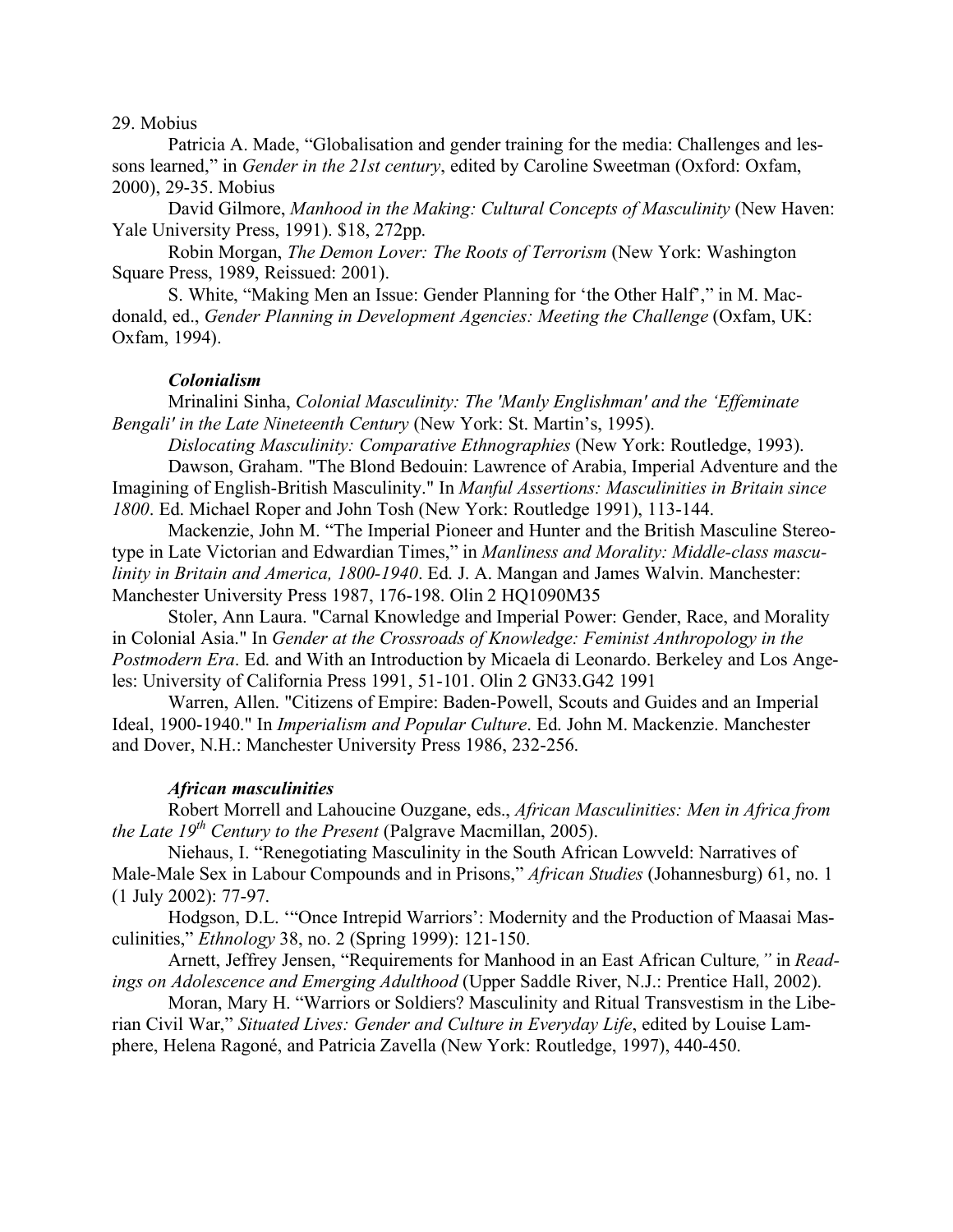29. Mobius

Patricia A. Made, "Globalisation and gender training for the media: Challenges and lessons learned," in *Gender in the 21st century*, edited by Caroline Sweetman (Oxford: Oxfam, 2000), 29-35. Mobius

David Gilmore, *Manhood in the Making: Cultural Concepts of Masculinity* (New Haven: Yale University Press, 1991). $18, 272pp.

Robin Morgan, *The Demon Lover: The Roots of Terrorism* (New York: Washington Square Press, 1989, Reissued: 2001).

S. White, "Making Men an Issue: Gender Planning for 'the Other Half'," in M. Macdonald, ed., *Gender Planning in Development Agencies: Meeting the Challenge* (Oxfam, UK: Oxfam, 1994).

***Colonialism***

Mrinalini Sinha, *Colonial Masculinity: The 'Manly Englishman' and the 'Effeminate Bengali' in the Late Nineteenth Century* (New York: St. Martin's, 1995).

*Dislocating Masculinity: Comparative Ethnographies* (New York: Routledge, 1993).

Dawson, Graham. "The Blond Bedouin: Lawrence of Arabia, Imperial Adventure and the Imagining of English-British Masculinity." In *Manful Assertions: Masculinities in Britain since 1800*. Ed. Michael Roper and John Tosh (New York: Routledge 1991), 113-144.

Mackenzie, John M. "The Imperial Pioneer and Hunter and the British Masculine Stereotype in Late Victorian and Edwardian Times," in *Manliness and Morality: Middle-class masculinity in Britain and America, 1800-1940*. Ed. J. A. Mangan and James Walvin. Manchester: Manchester University Press 1987, 176-198. Olin 2 HQ1090M35

Stoler, Ann Laura. "Carnal Knowledge and Imperial Power: Gender, Race, and Morality in Colonial Asia." In *Gender at the Crossroads of Knowledge: Feminist Anthropology in the Postmodern Era*. Ed. and With an Introduction by Micaela di Leonardo. Berkeley and Los Angeles: University of California Press 1991, 51-101. Olin 2 GN33.G42 1991

Warren, Allen. "Citizens of Empire: Baden-Powell, Scouts and Guides and an Imperial Ideal, 1900-1940." In *Imperialism and Popular Culture*. Ed. John M. Mackenzie. Manchester and Dover, N.H.: Manchester University Press 1986, 232-256.

***African masculinities***

Robert Morrell and Lahoucine Ouzgane, eds., *African Masculinities: Men in Africa from the Late 19th Century to the Present* (Palgrave Macmillan, 2005).

Niehaus, I. "Renegotiating Masculinity in the South African Lowveld: Narratives of Male-Male Sex in Labour Compounds and in Prisons," *African Studies* (Johannesburg) 61, no. 1 (1 July 2002): 77-97.

Hodgson, D.L. '"Once Intrepid Warriors': Modernity and the Production of Maasai Masculinities," *Ethnology* 38, no. 2 (Spring 1999): 121-150.

Arnett, Jeffrey Jensen, "Requirements for Manhood in an East African Culture," in *Readings on Adolescence and Emerging Adulthood* (Upper Saddle River, N.J.: Prentice Hall, 2002).

Moran, Mary H. "Warriors or Soldiers? Masculinity and Ritual Transvestism in the Liberian Civil War," *Situated Lives: Gender and Culture in Everyday Life*, edited by Louise Lamphere, Helena Ragoné, and Patricia Zavella (New York: Routledge, 1997), 440-450.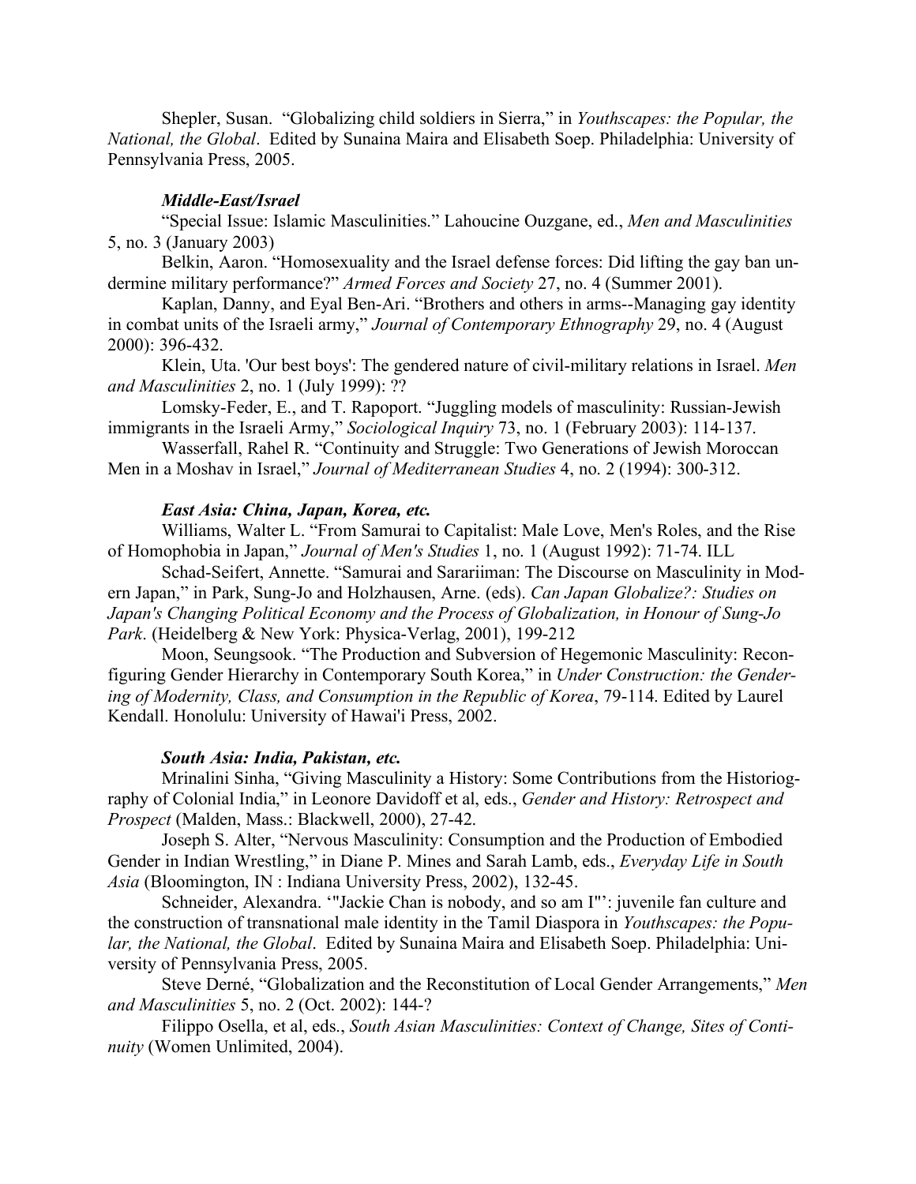Shepler, Susan. "Globalizing child soldiers in Sierra," in *Youthscapes: the Popular, the National, the Global*. Edited by Sunaina Maira and Elisabeth Soep. Philadelphia: University of Pennsylvania Press, 2005.

### *Middle-East/Israel*

"Special Issue: Islamic Masculinities." Lahoucine Ouzgane, ed., *Men and Masculinities* 5, no. 3 (January 2003)

Belkin, Aaron. "Homosexuality and the Israel defense forces: Did lifting the gay ban undermine military performance?" *Armed Forces and Society* 27, no. 4 (Summer 2001).

Kaplan, Danny, and Eyal Ben-Ari. "Brothers and others in arms--Managing gay identity in combat units of the Israeli army," *Journal of Contemporary Ethnography* 29, no. 4 (August 2000): 396-432.

Klein, Uta. 'Our best boys': The gendered nature of civil-military relations in Israel. *Men and Masculinities* 2, no. 1 (July 1999): ??

Lomsky-Feder, E., and T. Rapoport. "Juggling models of masculinity: Russian-Jewish immigrants in the Israeli Army," *Sociological Inquiry* 73, no. 1 (February 2003): 114-137.

Wasserfall, Rahel R. "Continuity and Struggle: Two Generations of Jewish Moroccan Men in a Moshav in Israel," *Journal of Mediterranean Studies* 4, no. 2 (1994): 300-312.

### *East Asia: China, Japan, Korea, etc.*

Williams, Walter L. "From Samurai to Capitalist: Male Love, Men's Roles, and the Rise of Homophobia in Japan," *Journal of Men's Studies* 1, no. 1 (August 1992): 71-74. ILL

Schad-Seifert, Annette. "Samurai and Sarariiman: The Discourse on Masculinity in Modern Japan," in Park, Sung-Jo and Holzhausen, Arne. (eds). *Can Japan Globalize?: Studies on Japan's Changing Political Economy and the Process of Globalization, in Honour of Sung-Jo Park*. (Heidelberg & New York: Physica-Verlag, 2001), 199-212

Moon, Seungsook. "The Production and Subversion of Hegemonic Masculinity: Reconfiguring Gender Hierarchy in Contemporary South Korea," in *Under Construction: the Gendering of Modernity, Class, and Consumption in the Republic of Korea*, 79-114. Edited by Laurel Kendall. Honolulu: University of Hawai'i Press, 2002.

### *South Asia: India, Pakistan, etc.*

Mrinalini Sinha, "Giving Masculinity a History: Some Contributions from the Historiography of Colonial India," in Leonore Davidoff et al, eds., *Gender and History: Retrospect and Prospect* (Malden, Mass.: Blackwell, 2000), 27-42.

Joseph S. Alter, "Nervous Masculinity: Consumption and the Production of Embodied Gender in Indian Wrestling," in Diane P. Mines and Sarah Lamb, eds., *Everyday Life in South Asia* (Bloomington, IN : Indiana University Press, 2002), 132-45.

Schneider, Alexandra. '"Jackie Chan is nobody, and so am I"': juvenile fan culture and the construction of transnational male identity in the Tamil Diaspora in *Youthscapes: the Popular, the National, the Global*. Edited by Sunaina Maira and Elisabeth Soep. Philadelphia: University of Pennsylvania Press, 2005.

Steve Derné, "Globalization and the Reconstitution of Local Gender Arrangements," *Men and Masculinities* 5, no. 2 (Oct. 2002): 144-?

Filippo Osella, et al, eds., *South Asian Masculinities: Context of Change, Sites of Continuity* (Women Unlimited, 2004).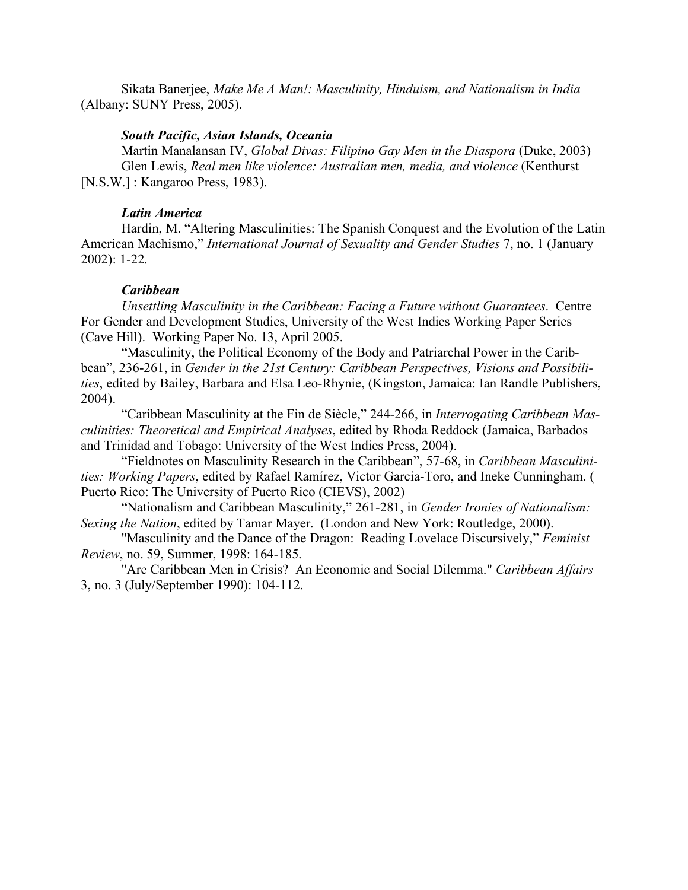Sikata Banerjee, *Make Me A Man!: Masculinity, Hinduism, and Nationalism in India* (Albany: SUNY Press, 2005).

***South Pacific, Asian Islands, Oceania***

Martin Manalansan IV, *Global Divas: Filipino Gay Men in the Diaspora* (Duke, 2003)

Glen Lewis, *Real men like violence: Australian men, media, and violence* (Kenthurst [N.S.W.] : Kangaroo Press, 1983).

***Latin America***

Hardin, M. "Altering Masculinities: The Spanish Conquest and the Evolution of the Latin American Machismo," *International Journal of Sexuality and Gender Studies* 7, no. 1 (January 2002): 1-22.

***Caribbean***

*Unsettling Masculinity in the Caribbean: Facing a Future without Guarantees*. Centre For Gender and Development Studies, University of the West Indies Working Paper Series (Cave Hill). Working Paper No. 13, April 2005.

"Masculinity, the Political Economy of the Body and Patriarchal Power in the Caribbean", 236-261, in *Gender in the 21st Century: Caribbean Perspectives, Visions and Possibilities*, edited by Bailey, Barbara and Elsa Leo-Rhynie, (Kingston, Jamaica: Ian Randle Publishers, 2004).

"Caribbean Masculinity at the Fin de Siècle," 244-266, in *Interrogating Caribbean Masculinities: Theoretical and Empirical Analyses*, edited by Rhoda Reddock (Jamaica, Barbados and Trinidad and Tobago: University of the West Indies Press, 2004).

"Fieldnotes on Masculinity Research in the Caribbean", 57-68, in *Caribbean Masculinities: Working Papers*, edited by Rafael Ramírez, Victor Garcia-Toro, and Ineke Cunningham. ( Puerto Rico: The University of Puerto Rico (CIEVS), 2002)

"Nationalism and Caribbean Masculinity," 261-281, in *Gender Ironies of Nationalism: Sexing the Nation*, edited by Tamar Mayer. (London and New York: Routledge, 2000).

"Masculinity and the Dance of the Dragon: Reading Lovelace Discursively," *Feminist Review*, no. 59, Summer, 1998: 164-185.

"Are Caribbean Men in Crisis? An Economic and Social Dilemma." *Caribbean Affairs* 3, no. 3 (July/September 1990): 104-112.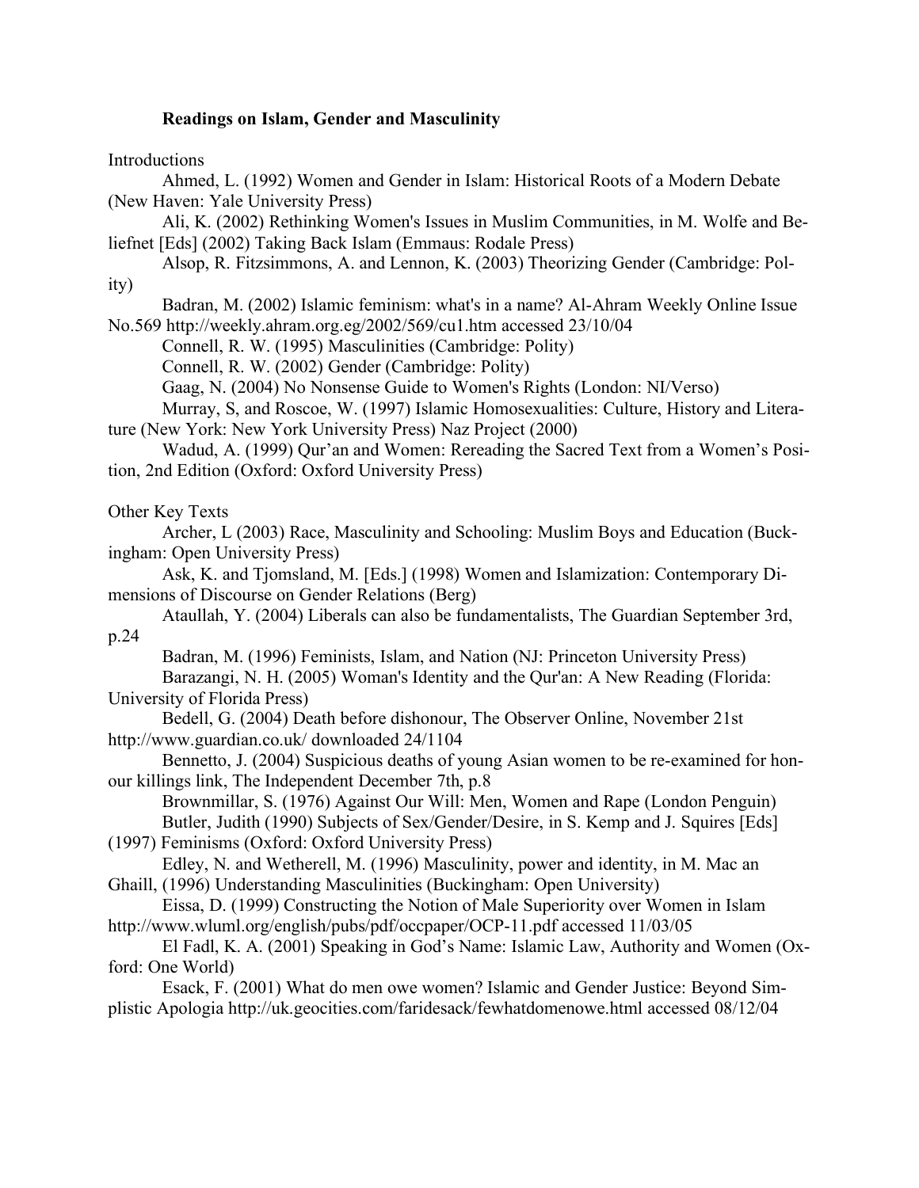**Readings on Islam, Gender and Masculinity**

Introductions

Ahmed, L. (1992) Women and Gender in Islam: Historical Roots of a Modern Debate (New Haven: Yale University Press)

Ali, K. (2002) Rethinking Women's Issues in Muslim Communities, in M. Wolfe and Beliefnet [Eds] (2002) Taking Back Islam (Emmaus: Rodale Press)

Alsop, R. Fitzsimmons, A. and Lennon, K. (2003) Theorizing Gender (Cambridge: Polity)

Badran, M. (2002) Islamic feminism: what's in a name? Al-Ahram Weekly Online Issue No.569 http://weekly.ahram.org.eg/2002/569/cu1.htm accessed 23/10/04

Connell, R. W. (1995) Masculinities (Cambridge: Polity)

Connell, R. W. (2002) Gender (Cambridge: Polity)

Gaag, N. (2004) No Nonsense Guide to Women's Rights (London: NI/Verso)

Murray, S, and Roscoe, W. (1997) Islamic Homosexualities: Culture, History and Literature (New York: New York University Press) Naz Project (2000)

Wadud, A. (1999) Qur'an and Women: Rereading the Sacred Text from a Women's Position, 2nd Edition (Oxford: Oxford University Press)

Other Key Texts

Archer, L (2003) Race, Masculinity and Schooling: Muslim Boys and Education (Buckingham: Open University Press)

Ask, K. and Tjomsland, M. [Eds.] (1998) Women and Islamization: Contemporary Dimensions of Discourse on Gender Relations (Berg)

Ataullah, Y. (2004) Liberals can also be fundamentalists, The Guardian September 3rd, p.24

Badran, M. (1996) Feminists, Islam, and Nation (NJ: Princeton University Press)

Barazangi, N. H. (2005) Woman's Identity and the Qur'an: A New Reading (Florida: University of Florida Press)

Bedell, G. (2004) Death before dishonour, The Observer Online, November 21st http://www.guardian.co.uk/ downloaded 24/1104

Bennetto, J. (2004) Suspicious deaths of young Asian women to be re-examined for honour killings link, The Independent December 7th, p.8

Brownmillar, S. (1976) Against Our Will: Men, Women and Rape (London Penguin)

Butler, Judith (1990) Subjects of Sex/Gender/Desire, in S. Kemp and J. Squires [Eds] (1997) Feminisms (Oxford: Oxford University Press)

Edley, N. and Wetherell, M. (1996) Masculinity, power and identity, in M. Mac an Ghaill, (1996) Understanding Masculinities (Buckingham: Open University)

Eissa, D. (1999) Constructing the Notion of Male Superiority over Women in Islam http://www.wluml.org/english/pubs/pdf/occpaper/OCP-11.pdf accessed 11/03/05

El Fadl, K. A. (2001) Speaking in God's Name: Islamic Law, Authority and Women (Oxford: One World)

Esack, F. (2001) What do men owe women? Islamic and Gender Justice: Beyond Simplistic Apologia http://uk.geocities.com/faridesack/fewhatdomenowe.html accessed 08/12/04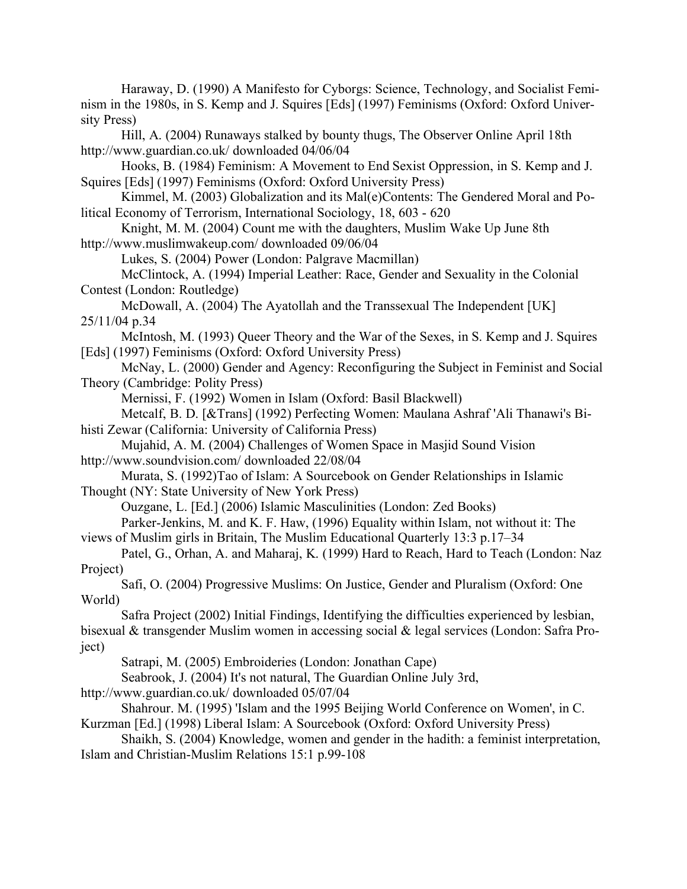Haraway, D. (1990) A Manifesto for Cyborgs: Science, Technology, and Socialist Feminism in the 1980s, in S. Kemp and J. Squires [Eds] (1997) Feminisms (Oxford: Oxford University Press)

Hill, A. (2004) Runaways stalked by bounty thugs, The Observer Online April 18th http://www.guardian.co.uk/ downloaded 04/06/04

Hooks, B. (1984) Feminism: A Movement to End Sexist Oppression, in S. Kemp and J. Squires [Eds] (1997) Feminisms (Oxford: Oxford University Press)

Kimmel, M. (2003) Globalization and its Mal(e)Contents: The Gendered Moral and Political Economy of Terrorism, International Sociology, 18, 603 - 620

Knight, M. M. (2004) Count me with the daughters, Muslim Wake Up June 8th http://www.muslimwakeup.com/ downloaded 09/06/04

Lukes, S. (2004) Power (London: Palgrave Macmillan)

McClintock, A. (1994) Imperial Leather: Race, Gender and Sexuality in the Colonial Contest (London: Routledge)

McDowall, A. (2004) The Ayatollah and the Transsexual The Independent [UK] 25/11/04 p.34

McIntosh, M. (1993) Queer Theory and the War of the Sexes, in S. Kemp and J. Squires [Eds] (1997) Feminisms (Oxford: Oxford University Press)

McNay, L. (2000) Gender and Agency: Reconfiguring the Subject in Feminist and Social Theory (Cambridge: Polity Press)

Mernissi, F. (1992) Women in Islam (Oxford: Basil Blackwell)

Metcalf, B. D. [&Trans] (1992) Perfecting Women: Maulana Ashraf 'Ali Thanawi's Bihisti Zewar (California: University of California Press)

Mujahid, A. M. (2004) Challenges of Women Space in Masjid Sound Vision http://www.soundvision.com/ downloaded 22/08/04

Murata, S. (1992)Tao of Islam: A Sourcebook on Gender Relationships in Islamic Thought (NY: State University of New York Press)

Ouzgane, L. [Ed.] (2006) Islamic Masculinities (London: Zed Books)

Parker-Jenkins, M. and K. F. Haw, (1996) Equality within Islam, not without it: The views of Muslim girls in Britain, The Muslim Educational Quarterly 13:3 p.17–34

Patel, G., Orhan, A. and Maharaj, K. (1999) Hard to Reach, Hard to Teach (London: Naz Project)

Safi, O. (2004) Progressive Muslims: On Justice, Gender and Pluralism (Oxford: One World)

Safra Project (2002) Initial Findings, Identifying the difficulties experienced by lesbian, bisexual & transgender Muslim women in accessing social & legal services (London: Safra Project)

Satrapi, M. (2005) Embroideries (London: Jonathan Cape)

Seabrook, J. (2004) It's not natural, The Guardian Online July 3rd, http://www.guardian.co.uk/ downloaded 05/07/04

Shahrour. M. (1995) 'Islam and the 1995 Beijing World Conference on Women', in C. Kurzman [Ed.] (1998) Liberal Islam: A Sourcebook (Oxford: Oxford University Press)

Shaikh, S. (2004) Knowledge, women and gender in the hadith: a feminist interpretation, Islam and Christian-Muslim Relations 15:1 p.99-108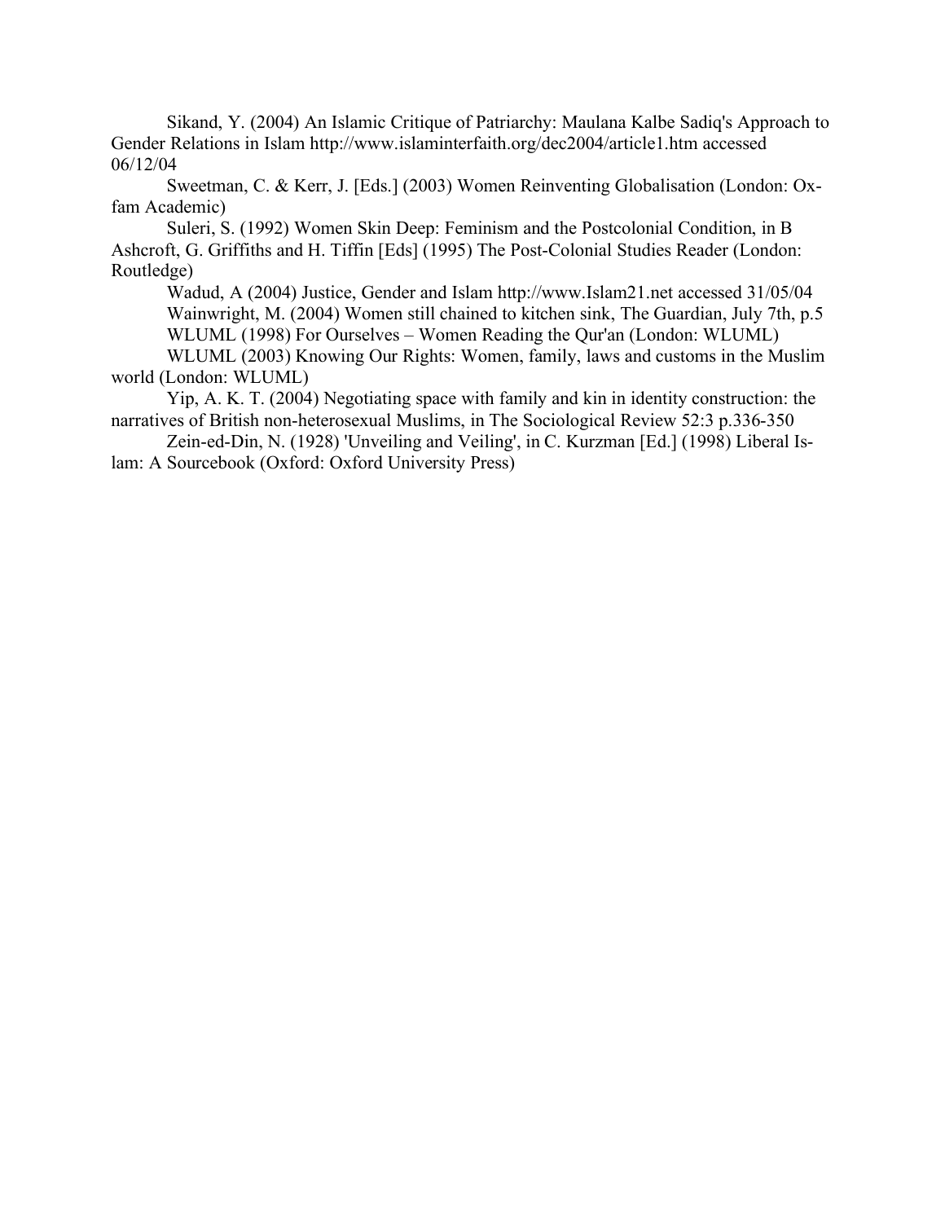Sikand, Y. (2004) An Islamic Critique of Patriarchy: Maulana Kalbe Sadiq's Approach to Gender Relations in Islam http://www.islaminterfaith.org/dec2004/article1.htm accessed 06/12/04

Sweetman, C. & Kerr, J. [Eds.] (2003) Women Reinventing Globalisation (London: Oxfam Academic)

Suleri, S. (1992) Women Skin Deep: Feminism and the Postcolonial Condition, in B Ashcroft, G. Griffiths and H. Tiffin [Eds] (1995) The Post-Colonial Studies Reader (London: Routledge)

Wadud, A (2004) Justice, Gender and Islam http://www.Islam21.net accessed 31/05/04

Wainwright, M. (2004) Women still chained to kitchen sink, The Guardian, July 7th, p.5

WLUML (1998) For Ourselves – Women Reading the Qur'an (London: WLUML)

WLUML (2003) Knowing Our Rights: Women, family, laws and customs in the Muslim world (London: WLUML)

Yip, A. K. T. (2004) Negotiating space with family and kin in identity construction: the narratives of British non-heterosexual Muslims, in The Sociological Review 52:3 p.336-350

Zein-ed-Din, N. (1928) 'Unveiling and Veiling', in C. Kurzman [Ed.] (1998) Liberal Islam: A Sourcebook (Oxford: Oxford University Press)